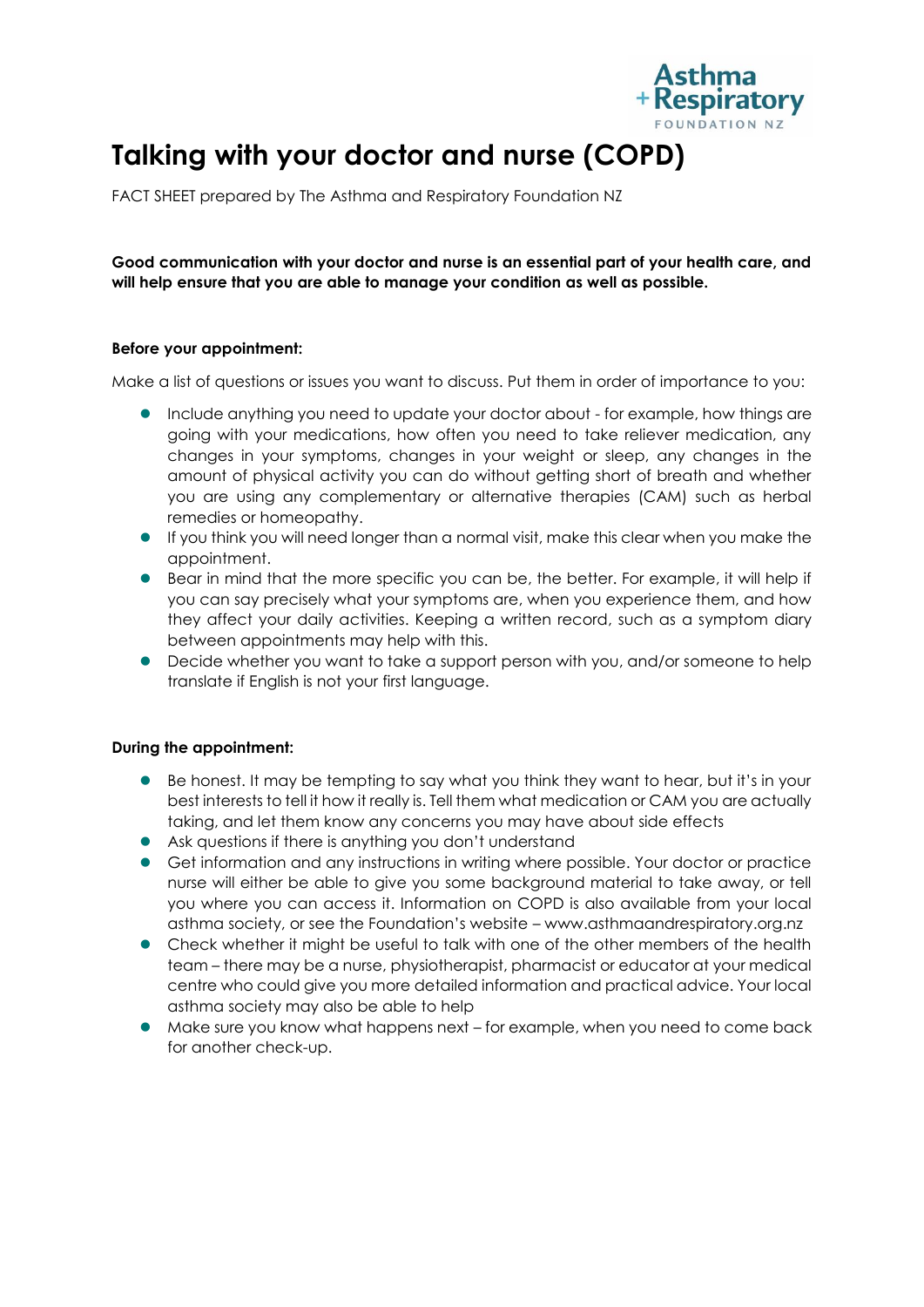# Talking with your doctor and nurse (COPD)

FACT SHEET prepared by The Asthma and Respiratory Foundation NZ

**Good communication with your doctor and nurse is an essential part of your health care, and will help ensure that you are able to manage your condition as well as possible.**

**Before your appointment:**

Make a list of questions or issues you want to discuss. Put them in order of importance to you:

- Include anything you need to update your doctor about - for example, how things are going with your medications, how often you need to take reliever medication, any changes in your symptoms, changes in your weight or sleep, any changes in the amount of physical activity you can do without getting short of breath and whether you are using any complementary or alternative therapies (CAM) such as herbal remedies or homeopathy.
- If you think you will need longer than a normal visit, make this clear when you make the appointment.
- Bear in mind that the more specific you can be, the better. For example, it will help if you can say precisely what your symptoms are, when you experience them, and how they affect your daily activities. Keeping a written record, such as a symptom diary between appointments may help with this.
- Decide whether you want to take a support person with you, and/or someone to help translate if English is not your first language.

**During the appointment:**

- Be honest. It may be tempting to say what you think they want to hear, but it's in your best interests to tell it how it really is. Tell them what medication or CAM you are actually taking, and let them know any concerns you may have about side effects
- Ask questions if there is anything you don't understand
- Get information and any instructions in writing where possible. Your doctor or practice nurse will either be able to give you some background material to take away, or tell you where you can access it. Information on COPD is also available from your local asthma society, or see the Foundation's website – www.asthmaandrespiratory.org.nz
- Check whether it might be useful to talk with one of the other members of the health team – there may be a nurse, physiotherapist, pharmacist or educator at your medical centre who could give you more detailed information and practical advice. Your local asthma society may also be able to help
- Make sure you know what happens next – for example, when you need to come back for another check-up.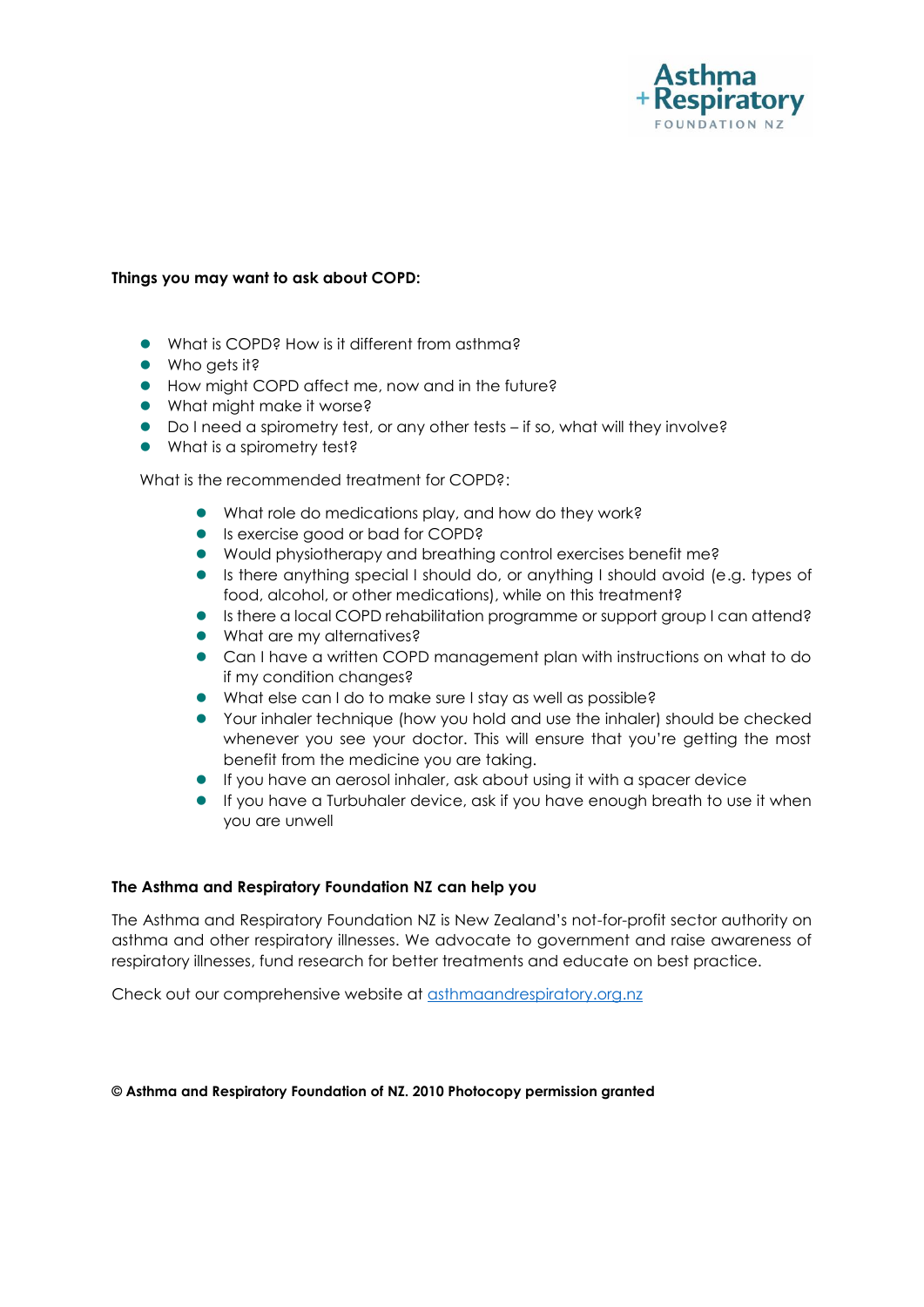**Things you may want to ask about COPD:**

- What is COPD? How is it different from asthma?
- Who gets it?
- How might COPD affect me, now and in the future?
- What might make it worse?
- Do I need a spirometry test, or any other tests – if so, what will they involve?
- What is a spirometry test?

What is the recommended treatment for COPD?:

- What role do medications play, and how do they work?
- Is exercise good or bad for COPD?
- Would physiotherapy and breathing control exercises benefit me?
- Is there anything special I should do, or anything I should avoid (e.g. types of food, alcohol, or other medications), while on this treatment?
- Is there a local COPD rehabilitation programme or support group I can attend?
- What are my alternatives?
- Can I have a written COPD management plan with instructions on what to do if my condition changes?
- What else can I do to make sure I stay as well as possible?
- Your inhaler technique (how you hold and use the inhaler) should be checked whenever you see your doctor. This will ensure that you're getting the most benefit from the medicine you are taking.
- If you have an aerosol inhaler, ask about using it with a spacer device
- If you have a Turbuhaler device, ask if you have enough breath to use it when you are unwell

**The Asthma and Respiratory Foundation NZ can help you**

The Asthma and Respiratory Foundation NZ is New Zealand's not-for-profit sector authority on asthma and other respiratory illnesses. We advocate to government and raise awareness of respiratory illnesses, fund research for better treatments and educate on best practice.

Check out our comprehensive website at [asthmaandrespiratory.org.nz](asthmaandrespiratory.org.nz)

**© Asthma and Respiratory Foundation of NZ. 2010 Photocopy permission granted**